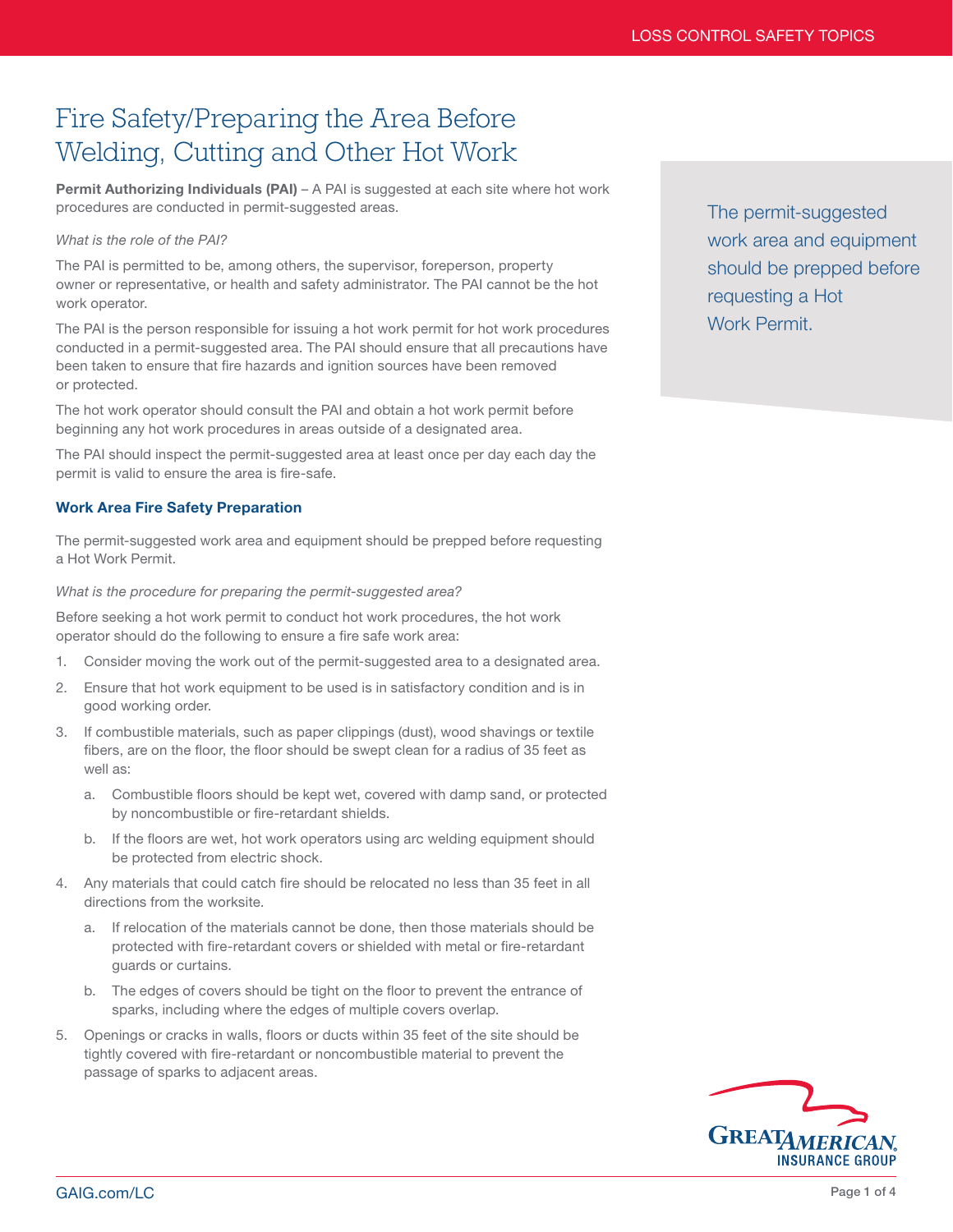# Fire Safety/Preparing the Area Before Welding, Cutting and Other Hot Work

**Permit Authorizing Individuals (PAI)** – A PAI is suggested at each site where hot work procedures are conducted in permit-suggested areas.

*What is the role of the PAI?*

The PAI is permitted to be, among others, the supervisor, foreperson, property owner or representative, or health and safety administrator. The PAI cannot be the hot work operator.

The PAI is the person responsible for issuing a hot work permit for hot work procedures conducted in a permit-suggested area. The PAI should ensure that all precautions have been taken to ensure that fire hazards and ignition sources have been removed or protected.

The hot work operator should consult the PAI and obtain a hot work permit before beginning any hot work procedures in areas outside of a designated area.

The PAI should inspect the permit-suggested area at least once per day each day the permit is valid to ensure the area is fire-safe.

## Work Area Fire Safety Preparation

The permit-suggested work area and equipment should be prepped before requesting a Hot Work Permit.

*What is the procedure for preparing the permit-suggested area?*

Before seeking a hot work permit to conduct hot work procedures, the hot work operator should do the following to ensure a fire safe work area:

1. Consider moving the work out of the permit-suggested area to a designated area.
2. Ensure that hot work equipment to be used is in satisfactory condition and is in good working order.
3. If combustible materials, such as paper clippings (dust), wood shavings or textile fibers, are on the floor, the floor should be swept clean for a radius of 35 feet as well as:
   a. Combustible floors should be kept wet, covered with damp sand, or protected by noncombustible or fire-retardant shields.
   b. If the floors are wet, hot work operators using arc welding equipment should be protected from electric shock.
4. Any materials that could catch fire should be relocated no less than 35 feet in all directions from the worksite.
   a. If relocation of the materials cannot be done, then those materials should be protected with fire-retardant covers or shielded with metal or fire-retardant guards or curtains.
   b. The edges of covers should be tight on the floor to prevent the entrance of sparks, including where the edges of multiple covers overlap.
5. Openings or cracks in walls, floors or ducts within 35 feet of the site should be tightly covered with fire-retardant or noncombustible material to prevent the passage of sparks to adjacent areas.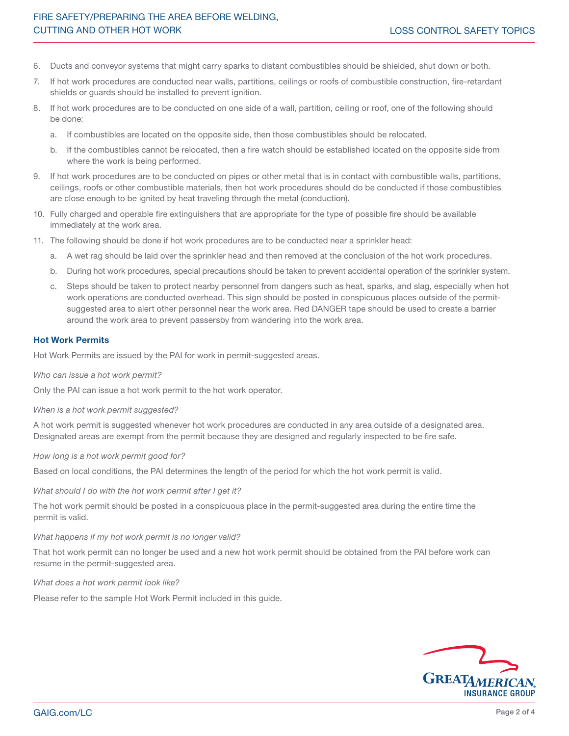6. Ducts and conveyor systems that might carry sparks to distant combustibles should be shielded, shut down or both.
7. If hot work procedures are conducted near walls, partitions, ceilings or roofs of combustible construction, fire-retardant shields or guards should be installed to prevent ignition.
8. If hot work procedures are to be conducted on one side of a wall, partition, ceiling or roof, one of the following should be done:
   a. If combustibles are located on the opposite side, then those combustibles should be relocated.
   b. If the combustibles cannot be relocated, then a fire watch should be established located on the opposite side from where the work is being performed.
9. If hot work procedures are to be conducted on pipes or other metal that is in contact with combustible walls, partitions, ceilings, roofs or other combustible materials, then hot work procedures should do be conducted if those combustibles are close enough to be ignited by heat traveling through the metal (conduction).
10. Fully charged and operable fire extinguishers that are appropriate for the type of possible fire should be available immediately at the work area.
11. The following should be done if hot work procedures are to be conducted near a sprinkler head:
    a. A wet rag should be laid over the sprinkler head and then removed at the conclusion of the hot work procedures.
    b. During hot work procedures, special precautions should be taken to prevent accidental operation of the sprinkler system.
    c. Steps should be taken to protect nearby personnel from dangers such as heat, sparks, and slag, especially when hot work operations are conducted overhead. This sign should be posted in conspicuous places outside of the permit-suggested area to alert other personnel near the work area. Red DANGER tape should be used to create a barrier around the work area to prevent passersby from wandering into the work area.

## Hot Work Permits

Hot Work Permits are issued by the PAI for work in permit-suggested areas.

*Who can issue a hot work permit?*

Only the PAI can issue a hot work permit to the hot work operator.

*When is a hot work permit suggested?*

A hot work permit is suggested whenever hot work procedures are conducted in any area outside of a designated area. Designated areas are exempt from the permit because they are designed and regularly inspected to be fire safe.

*How long is a hot work permit good for?*

Based on local conditions, the PAI determines the length of the period for which the hot work permit is valid.

*What should I do with the hot work permit after I get it?*

The hot work permit should be posted in a conspicuous place in the permit-suggested area during the entire time the permit is valid.

*What happens if my hot work permit is no longer valid?*

That hot work permit can no longer be used and a new hot work permit should be obtained from the PAI before work can resume in the permit-suggested area.

*What does a hot work permit look like?*

Please refer to the sample Hot Work Permit included in this guide.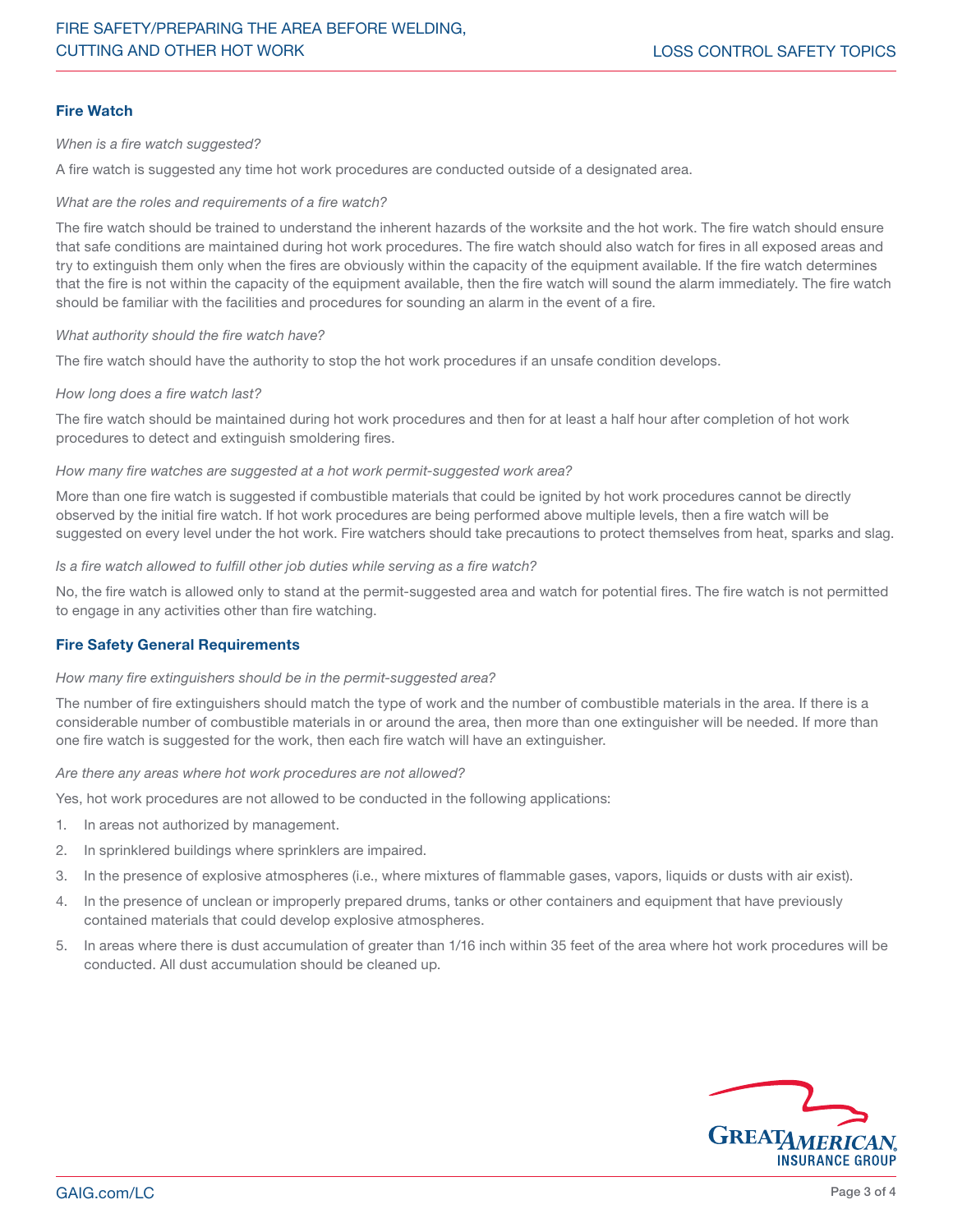## Fire Watch

*When is a fire watch suggested?*

A fire watch is suggested any time hot work procedures are conducted outside of a designated area.

*What are the roles and requirements of a fire watch?*

The fire watch should be trained to understand the inherent hazards of the worksite and the hot work. The fire watch should ensure that safe conditions are maintained during hot work procedures. The fire watch should also watch for fires in all exposed areas and try to extinguish them only when the fires are obviously within the capacity of the equipment available. If the fire watch determines that the fire is not within the capacity of the equipment available, then the fire watch will sound the alarm immediately. The fire watch should be familiar with the facilities and procedures for sounding an alarm in the event of a fire.

*What authority should the fire watch have?*

The fire watch should have the authority to stop the hot work procedures if an unsafe condition develops.

*How long does a fire watch last?*

The fire watch should be maintained during hot work procedures and then for at least a half hour after completion of hot work procedures to detect and extinguish smoldering fires.

*How many fire watches are suggested at a hot work permit-suggested work area?*

More than one fire watch is suggested if combustible materials that could be ignited by hot work procedures cannot be directly observed by the initial fire watch. If hot work procedures are being performed above multiple levels, then a fire watch will be suggested on every level under the hot work. Fire watchers should take precautions to protect themselves from heat, sparks and slag.

*Is a fire watch allowed to fulfill other job duties while serving as a fire watch?*

No, the fire watch is allowed only to stand at the permit-suggested area and watch for potential fires. The fire watch is not permitted to engage in any activities other than fire watching.

## Fire Safety General Requirements

*How many fire extinguishers should be in the permit-suggested area?*

The number of fire extinguishers should match the type of work and the number of combustible materials in the area. If there is a considerable number of combustible materials in or around the area, then more than one extinguisher will be needed. If more than one fire watch is suggested for the work, then each fire watch will have an extinguisher.

*Are there any areas where hot work procedures are not allowed?*

Yes, hot work procedures are not allowed to be conducted in the following applications:

1. In areas not authorized by management.
2. In sprinklered buildings where sprinklers are impaired.
3. In the presence of explosive atmospheres (i.e., where mixtures of flammable gases, vapors, liquids or dusts with air exist).
4. In the presence of unclean or improperly prepared drums, tanks or other containers and equipment that have previously contained materials that could develop explosive atmospheres.
5. In areas where there is dust accumulation of greater than 1/16 inch within 35 feet of the area where hot work procedures will be conducted. All dust accumulation should be cleaned up.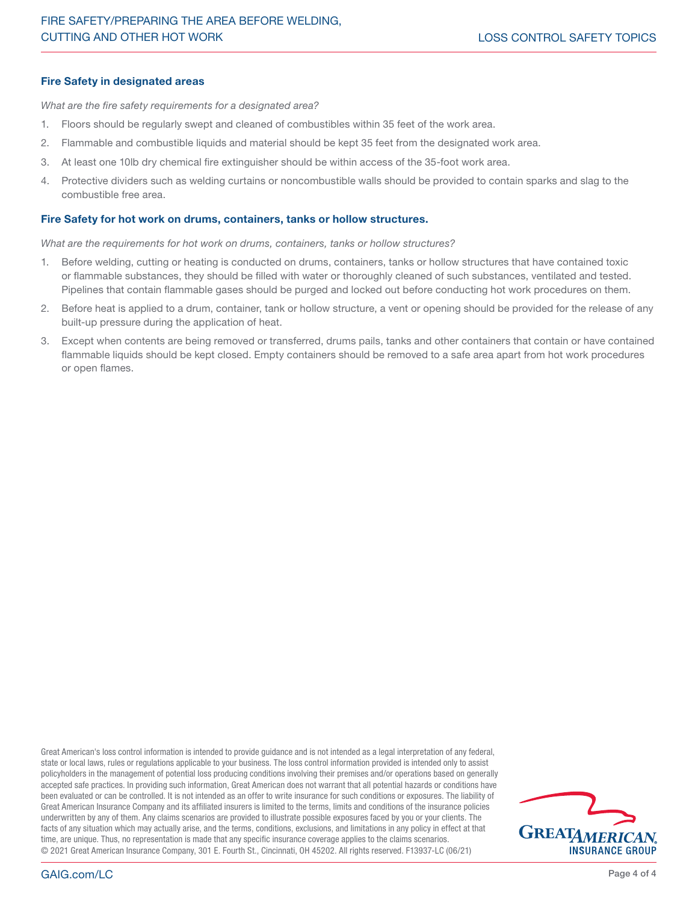## Fire Safety in designated areas

*What are the fire safety requirements for a designated area?*

1. Floors should be regularly swept and cleaned of combustibles within 35 feet of the work area.
2. Flammable and combustible liquids and material should be kept 35 feet from the designated work area.
3. At least one 10lb dry chemical fire extinguisher should be within access of the 35-foot work area.
4. Protective dividers such as welding curtains or noncombustible walls should be provided to contain sparks and slag to the combustible free area.

## Fire Safety for hot work on drums, containers, tanks or hollow structures.

*What are the requirements for hot work on drums, containers, tanks or hollow structures?*

1. Before welding, cutting or heating is conducted on drums, containers, tanks or hollow structures that have contained toxic or flammable substances, they should be filled with water or thoroughly cleaned of such substances, ventilated and tested. Pipelines that contain flammable gases should be purged and locked out before conducting hot work procedures on them.
2. Before heat is applied to a drum, container, tank or hollow structure, a vent or opening should be provided for the release of any built-up pressure during the application of heat.
3. Except when contents are being removed or transferred, drums pails, tanks and other containers that contain or have contained flammable liquids should be kept closed. Empty containers should be removed to a safe area apart from hot work procedures or open flames.

Great American's loss control information is intended to provide guidance and is not intended as a legal interpretation of any federal, state or local laws, rules or regulations applicable to your business. The loss control information provided is intended only to assist policyholders in the management of potential loss producing conditions involving their premises and/or operations based on generally accepted safe practices. In providing such information, Great American does not warrant that all potential hazards or conditions have been evaluated or can be controlled. It is not intended as an offer to write insurance for such conditions or exposures. The liability of Great American Insurance Company and its affiliated insurers is limited to the terms, limits and conditions of the insurance policies underwritten by any of them. Any claims scenarios are provided to illustrate possible exposures faced by you or your clients. The facts of any situation which may actually arise, and the terms, conditions, exclusions, and limitations in any policy in effect at that time, are unique. Thus, no representation is made that any specific insurance coverage applies to the claims scenarios.
© 2021 Great American Insurance Company, 301 E. Fourth St., Cincinnati, OH 45202. All rights reserved. F13937-LC (06/21)

GREAT AMERICAN INSURANCE GROUP

GAIG.com/LC